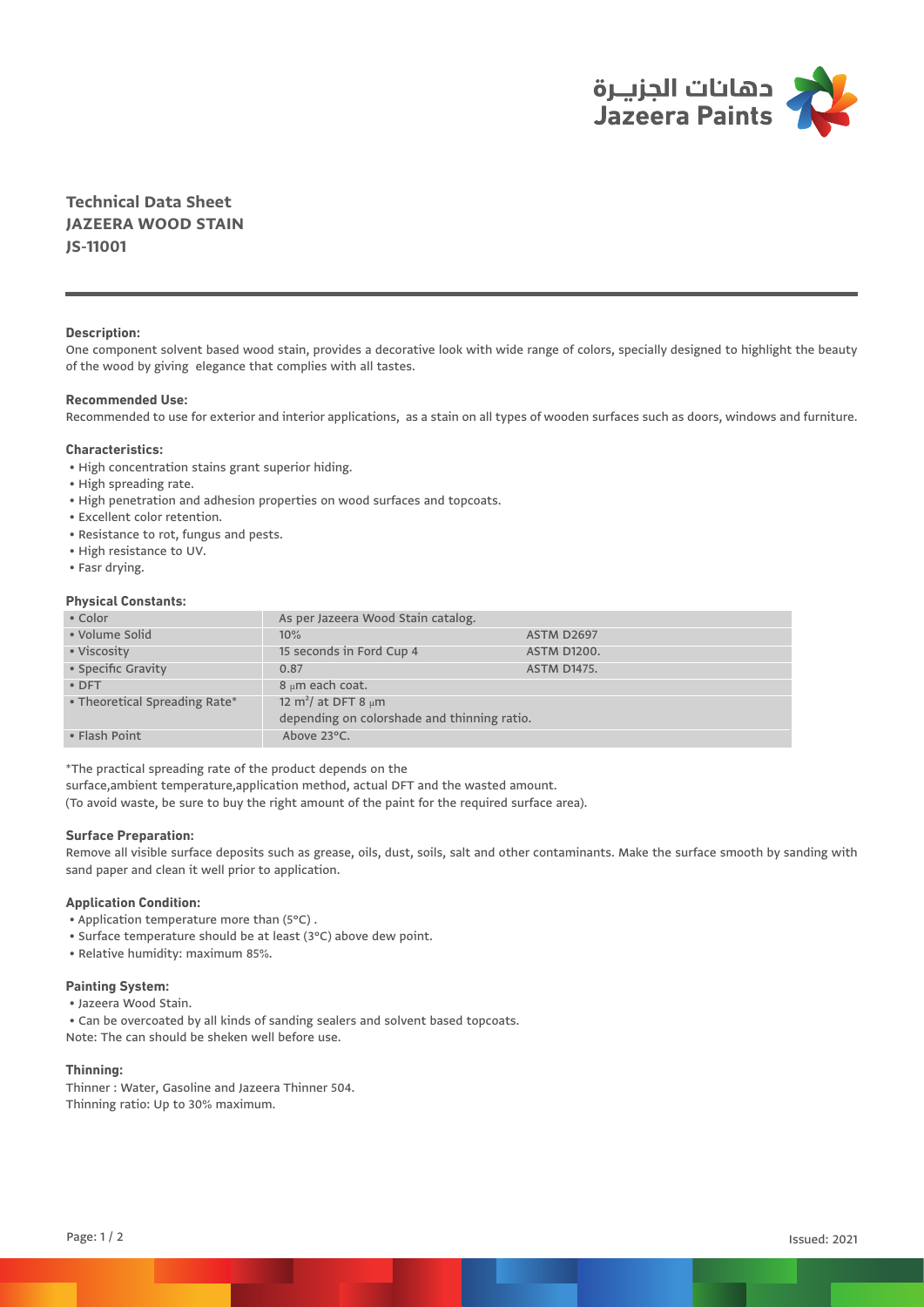# Technical Data Sheet
# JAZEERA WOOD STAIN
# JS-11001

**Description:**

One component solvent based wood stain, provides a decorative look with wide range of colors, specially designed to highlight the beauty of the wood by giving elegance that complies with all tastes.

**Recommended Use:**

Recommended to use for exterior and interior applications, as a stain on all types of wooden surfaces such as doors, windows and furniture.

**Characteristics:**

- High concentration stains grant superior hiding.
- High spreading rate.
- High penetration and adhesion properties on wood surfaces and topcoats.
- Excellent color retention.
- Resistance to rot, fungus and pests.
- High resistance to UV.
- Fasr drying.

**Physical Constants:**

| | | |
|---|---|---|
| • Color | As per Jazeera Wood Stain catalog. | |
| • Volume Solid | 10% | ASTM D2697 |
| • Viscosity | 15 seconds in Ford Cup 4 | ASTM D1200. |
| • Specific Gravity | 0.87 | ASTM D1475. |
| • DFT | 8 μm each coat. | |
| • Theoretical Spreading Rate* | 12 $m^2$/ at DFT 8 μm depending on colorshade and thinning ratio. | |
| • Flash Point | Above 23°C. | |

*The practical spreading rate of the product depends on the surface,ambient temperature,application method, actual DFT and the wasted amount.
(To avoid waste, be sure to buy the right amount of the paint for the required surface area).

**Surface Preparation:**

Remove all visible surface deposits such as grease, oils, dust, soils, salt and other contaminants. Make the surface smooth by sanding with sand paper and clean it well prior to application.

**Application Condition:**

- Application temperature more than (5°C) .
- Surface temperature should be at least (3°C) above dew point.
- Relative humidity: maximum 85%.

**Painting System:**

- Jazeera Wood Stain.
- Can be overcoated by all kinds of sanding sealers and solvent based topcoats.

Note: The can should be sheken well before use.

**Thinning:**

Thinner : Water, Gasoline and Jazeera Thinner 504.
Thinning ratio: Up to 30% maximum.

Issued: 2021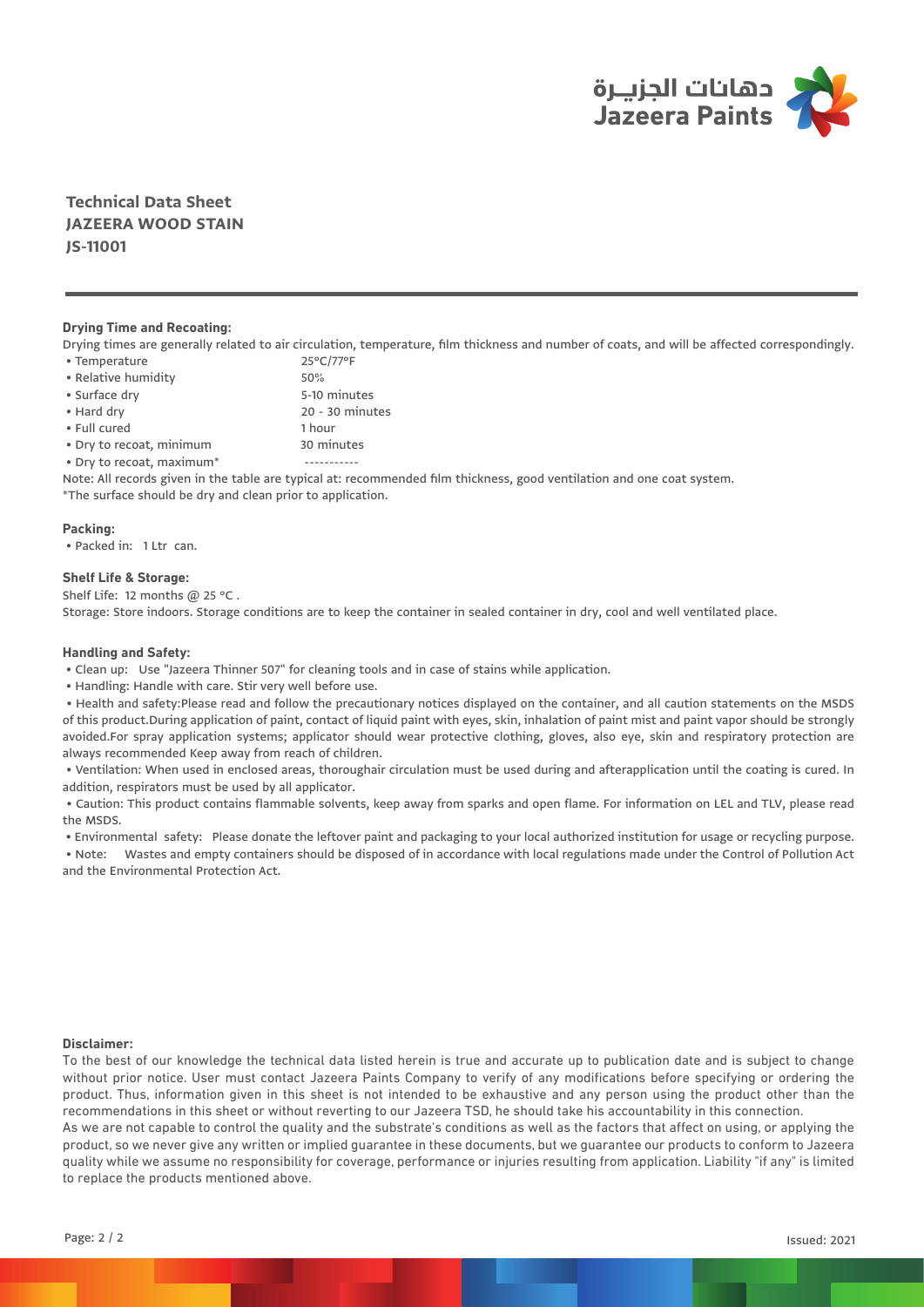دهانات الجزيـرة
Jazeera Paints

# Technical Data Sheet
# JAZEERA WOOD STAIN
# JS-11001

**Drying Time and Recoating:**

Drying times are generally related to air circulation, temperature, film thickness and number of coats, and will be affected correspondingly.

| | |
|---|---|
| • Temperature | 25°C/77°F |
| • Relative humidity | 50% |
| • Surface dry | 5-10 minutes |
| • Hard dry | 20 - 30 minutes |
| • Full cured | 1 hour |
| • Dry to recoat, minimum | 30 minutes |
| • Dry to recoat, maximum* | ----------- |

Note: All records given in the table are typical at: recommended film thickness, good ventilation and one coat system.
*The surface should be dry and clean prior to application.

**Packing:**

• Packed in: 1 Ltr can.

**Shelf Life & Storage:**

Shelf Life: 12 months @ 25 °C .
Storage: Store indoors. Storage conditions are to keep the container in sealed container in dry, cool and well ventilated place.

**Handling and Safety:**

• Clean up: Use "Jazeera Thinner 507" for cleaning tools and in case of stains while application.
• Handling: Handle with care. Stir very well before use.
• Health and safety:Please read and follow the precautionary notices displayed on the container, and all caution statements on the MSDS of this product.During application of paint, contact of liquid paint with eyes, skin, inhalation of paint mist and paint vapor should be strongly avoided.For spray application systems; applicator should wear protective clothing, gloves, also eye, skin and respiratory protection are always recommended Keep away from reach of children.
• Ventilation: When used in enclosed areas, thoroughair circulation must be used during and afterapplication until the coating is cured. In addition, respirators must be used by all applicator.
• Caution: This product contains flammable solvents, keep away from sparks and open flame. For information on LEL and TLV, please read the MSDS.
• Environmental safety: Please donate the leftover paint and packaging to your local authorized institution for usage or recycling purpose.
• Note: Wastes and empty containers should be disposed of in accordance with local regulations made under the Control of Pollution Act and the Environmental Protection Act.

**Disclaimer:**

To the best of our knowledge the technical data listed herein is true and accurate up to publication date and is subject to change without prior notice. User must contact Jazeera Paints Company to verify of any modifications before specifying or ordering the product. Thus, information given in this sheet is not intended to be exhaustive and any person using the product other than the recommendations in this sheet or without reverting to our Jazeera TSD, he should take his accountability in this connection.
As we are not capable to control the quality and the substrate's conditions as well as the factors that affect on using, or applying the product, so we never give any written or implied guarantee in these documents, but we guarantee our products to conform to Jazeera quality while we assume no responsibility for coverage, performance or injuries resulting from application. Liability "if any" is limited to replace the products mentioned above.

Issued: 2021